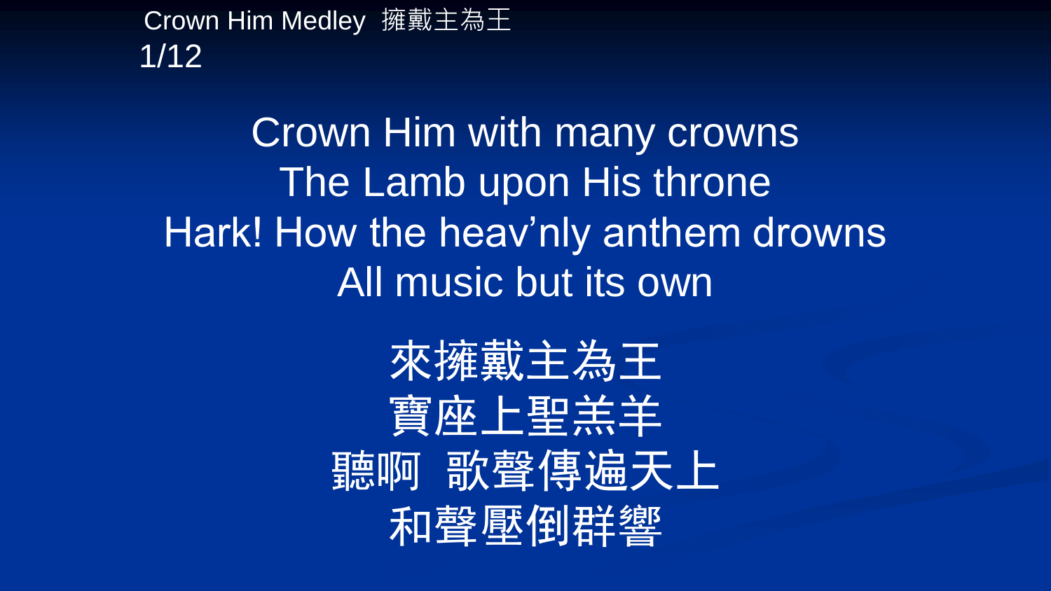Crown Him Medley  擁戴主為王

Crown Him with many crowns
The Lamb upon His throne
Hark! How the heav'nly anthem drowns
All music but its own

來擁戴主為王
寶座上聖羔羊
聽啊  歌聲傳遍天上
和聲壓倒群響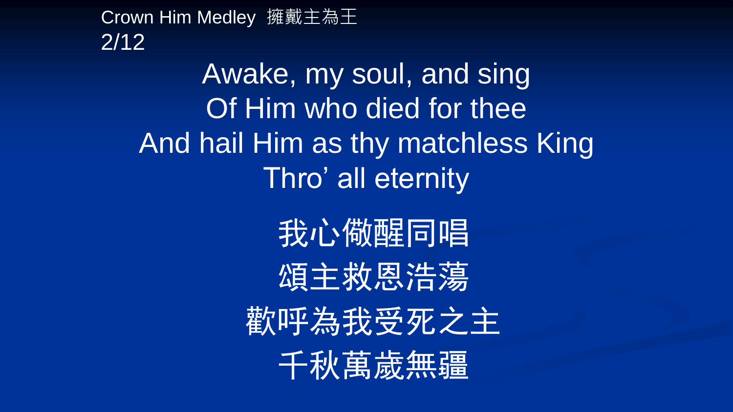Crown Him Medley 擁戴主為王

Awake, my soul, and sing
Of Him who died for thee
And hail Him as thy matchless King
Thro’ all eternity

我心儆醒同唱
頌主救恩浩蕩
歡呼為我受死之主
千秋萬歲無疆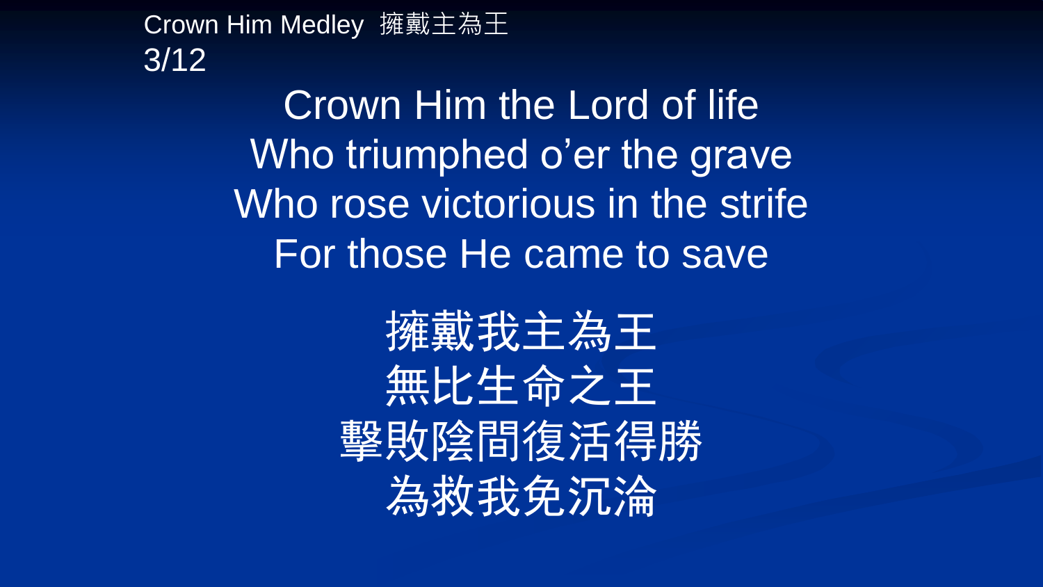Crown Him Medley 擁戴主為王

Crown Him the Lord of life
Who triumphed o'er the grave
Who rose victorious in the strife
For those He came to save

擁戴我主為王
無比生命之王
擊敗陰間復活得勝
為救我免沉淪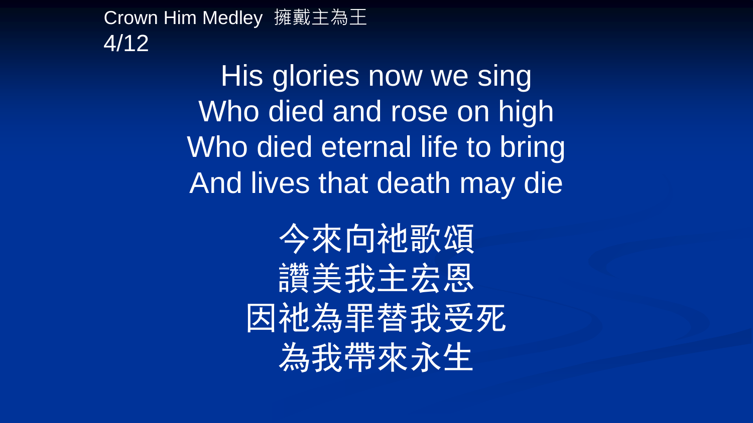Crown Him Medley 擁戴主為王

His glories now we sing
Who died and rose on high
Who died eternal life to bring
And lives that death may die

今來向祂歌頌
讚美我主宏恩
因祂為罪替我受死
為我帶來永生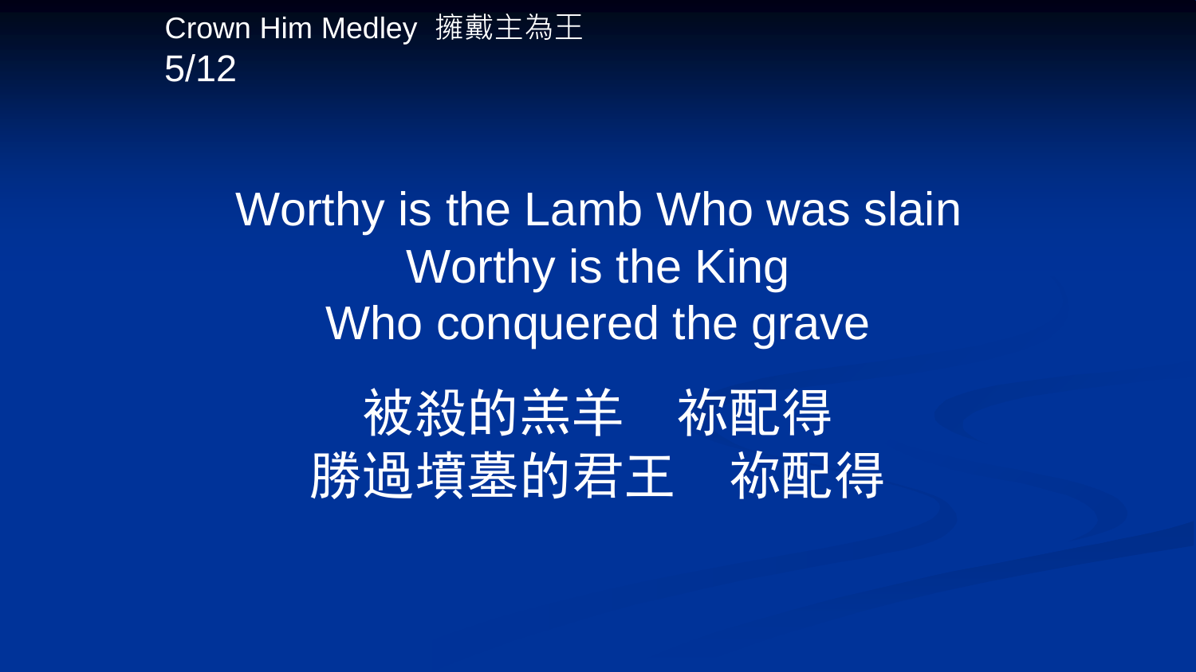Crown Him Medley 擁戴主為王
5/12

Worthy is the Lamb Who was slain
Worthy is the King
Who conquered the grave

被殺的羔羊　祢配得
勝過墳墓的君王　祢配得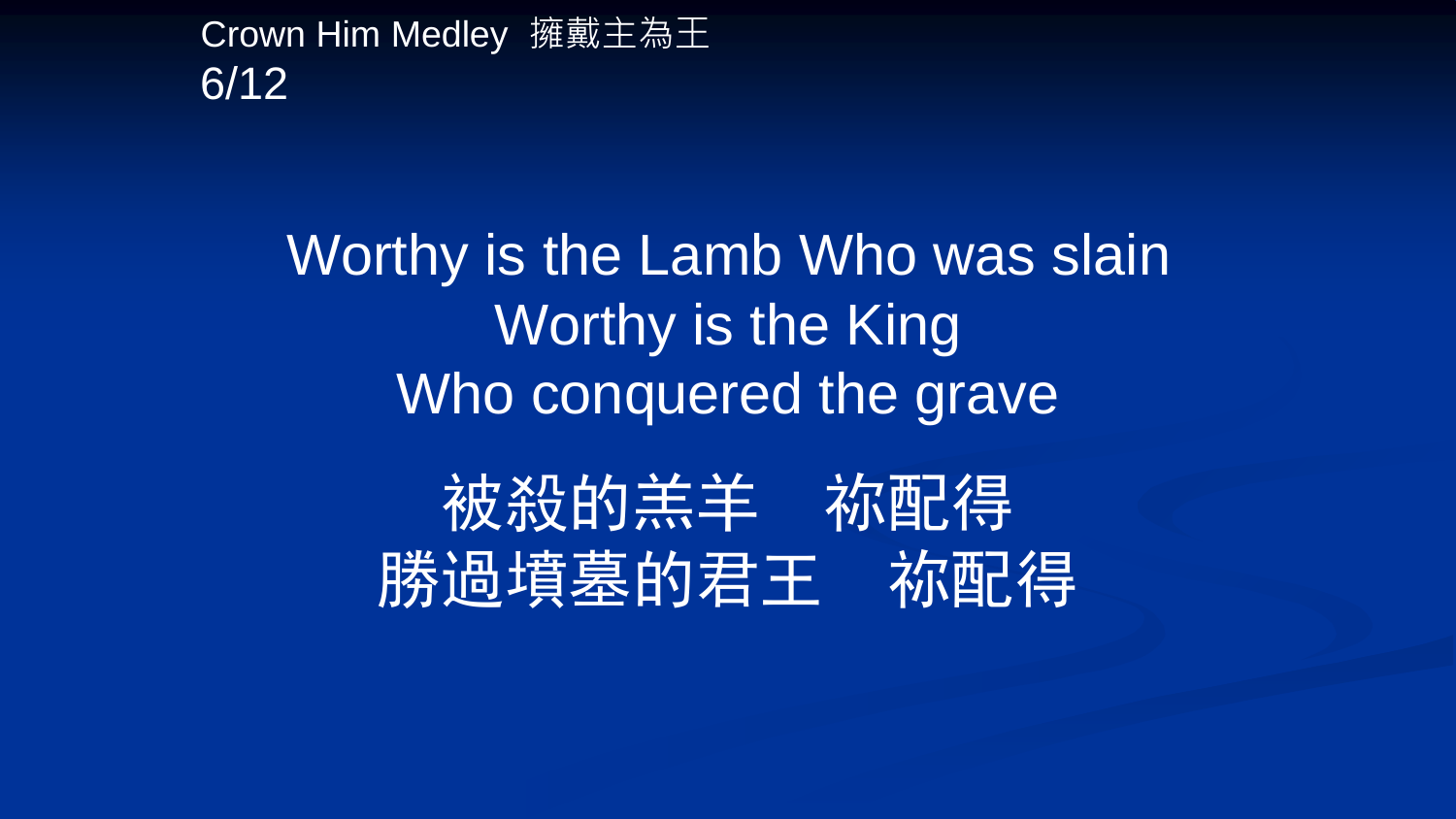Crown Him Medley 擁戴主為王

Worthy is the Lamb Who was slain
Worthy is the King
Who conquered the grave

被殺的羔羊　祢配得
勝過墳墓的君王　祢配得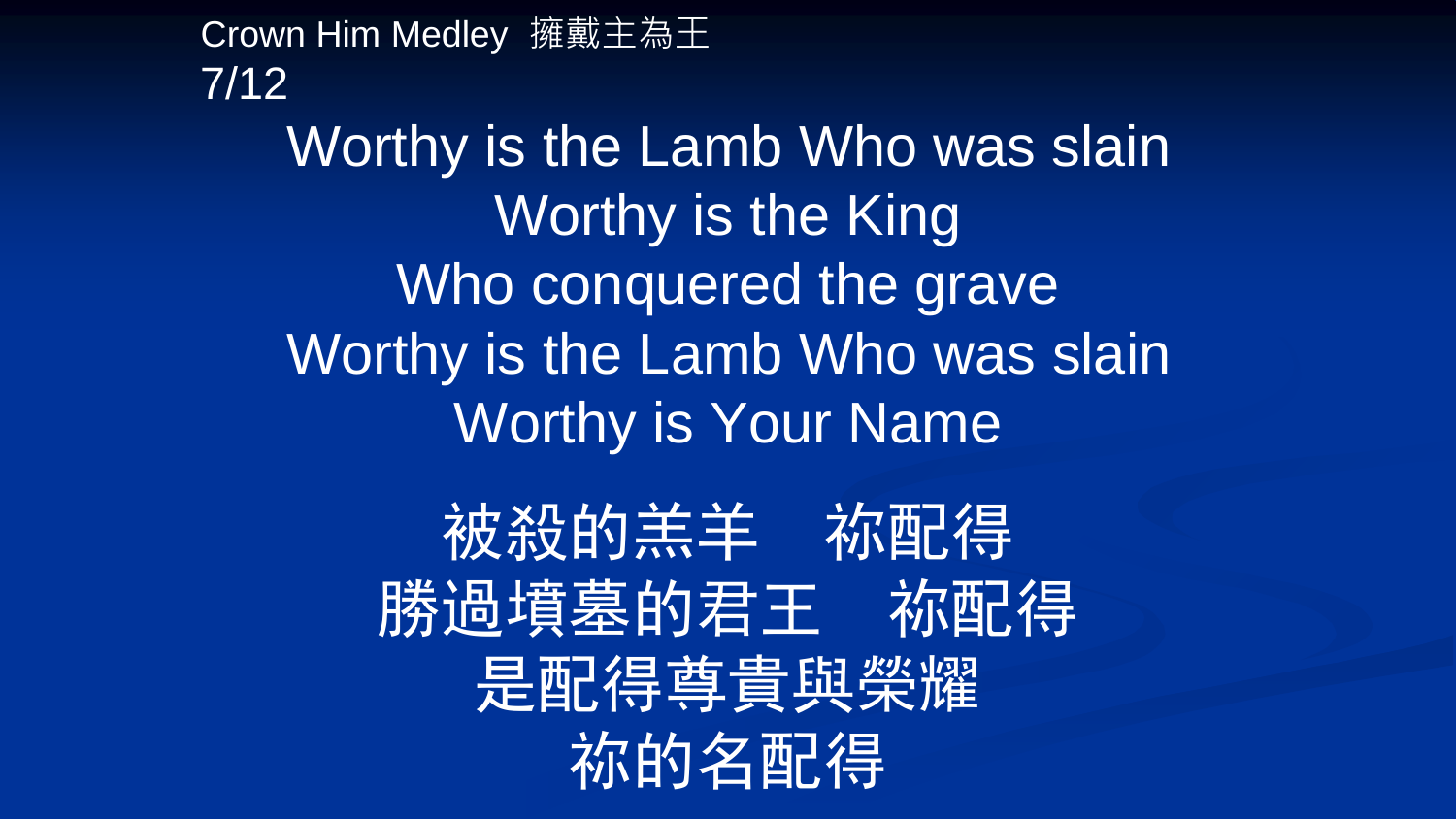Crown Him Medley 擁戴主為王

Worthy is the Lamb Who was slain
Worthy is the King
Who conquered the grave
Worthy is the Lamb Who was slain
Worthy is Your Name

被殺的羔羊　祢配得
勝過墳墓的君王　祢配得
是配得尊貴與榮耀
祢的名配得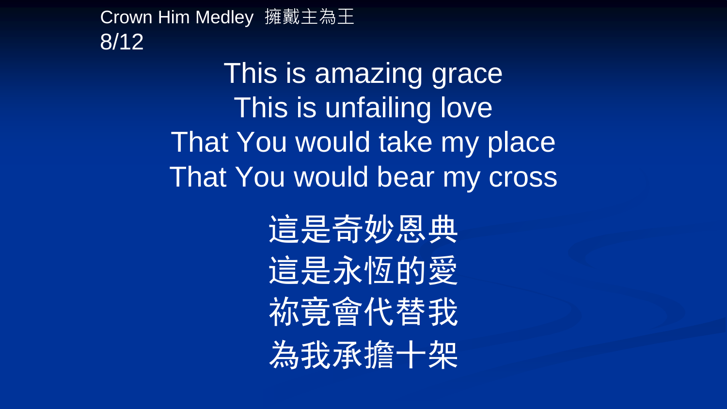Crown Him Medley 擁戴主為王

This is amazing grace
This is unfailing love
That You would take my place
That You would bear my cross

這是奇妙恩典
這是永恆的愛
祢竟會代替我
為我承擔十架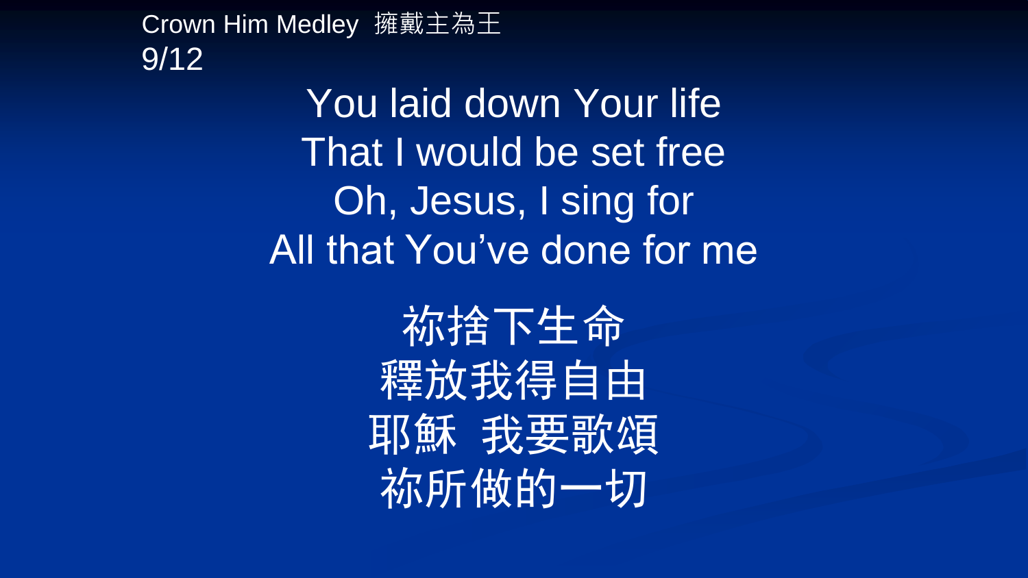Crown Him Medley  擁戴主為王

You laid down Your life
That I would be set free
Oh, Jesus, I sing for
All that You've done for me

祢捨下生命
釋放我得自由
耶穌  我要歌頌
祢所做的一切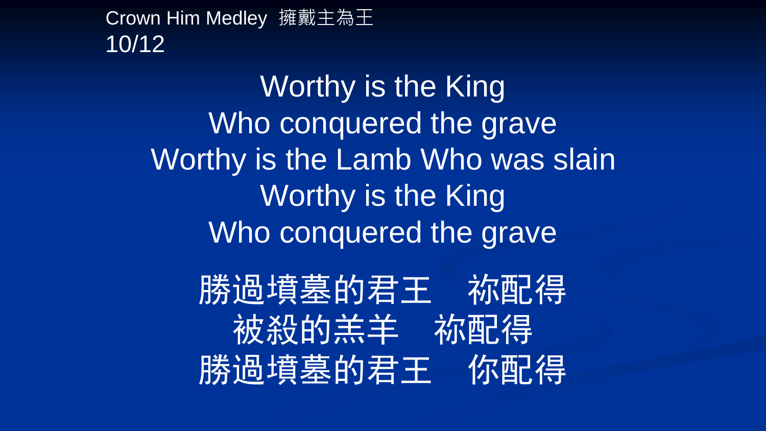Crown Him Medley 擁戴主為王
10/12

Worthy is the King
Who conquered the grave
Worthy is the Lamb Who was slain
Worthy is the King
Who conquered the grave

勝過墳墓的君王　祢配得
被殺的羔羊　祢配得
勝過墳墓的君王　你配得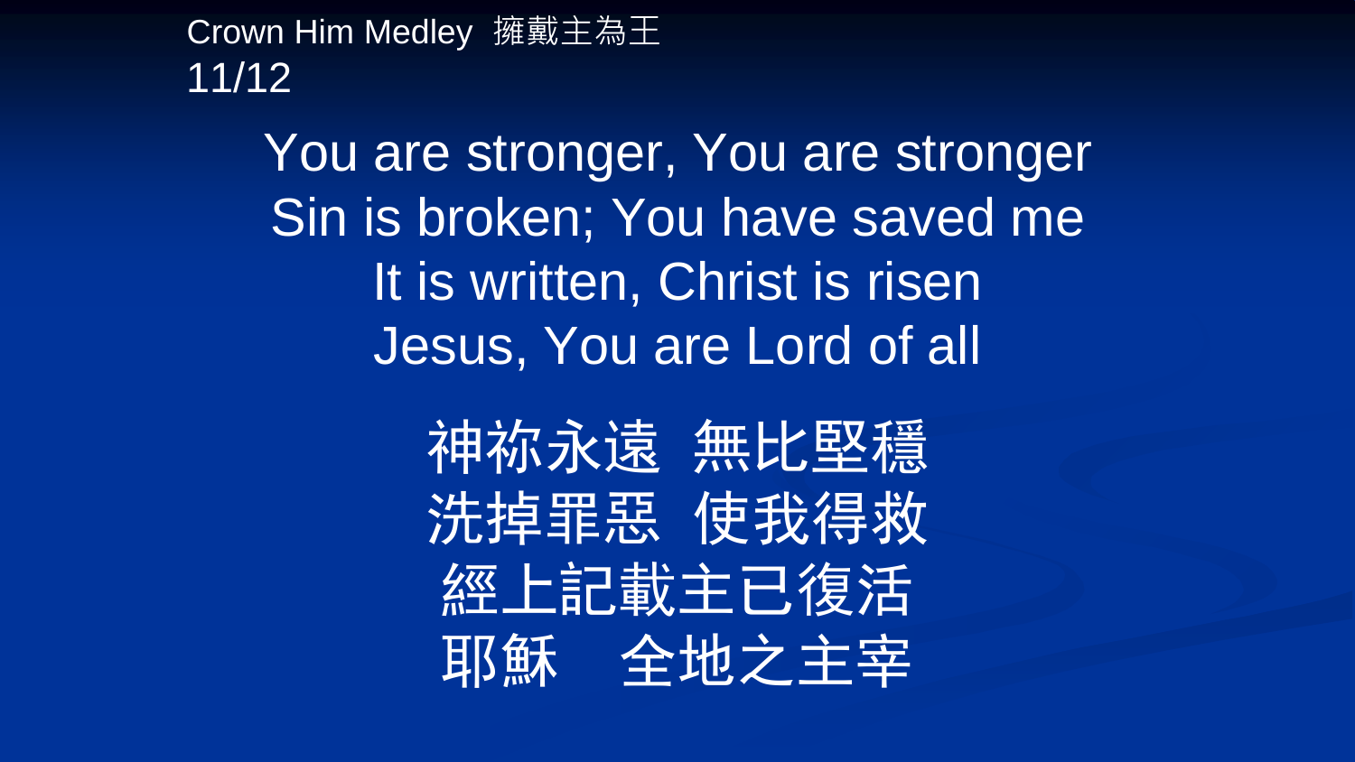Crown Him Medley 擁戴主為王

You are stronger, You are stronger
Sin is broken; You have saved me
It is written, Christ is risen
Jesus, You are Lord of all

神祢永遠 無比堅穩
洗掉罪惡 使我得救
經上記載主已復活
耶穌 全地之主宰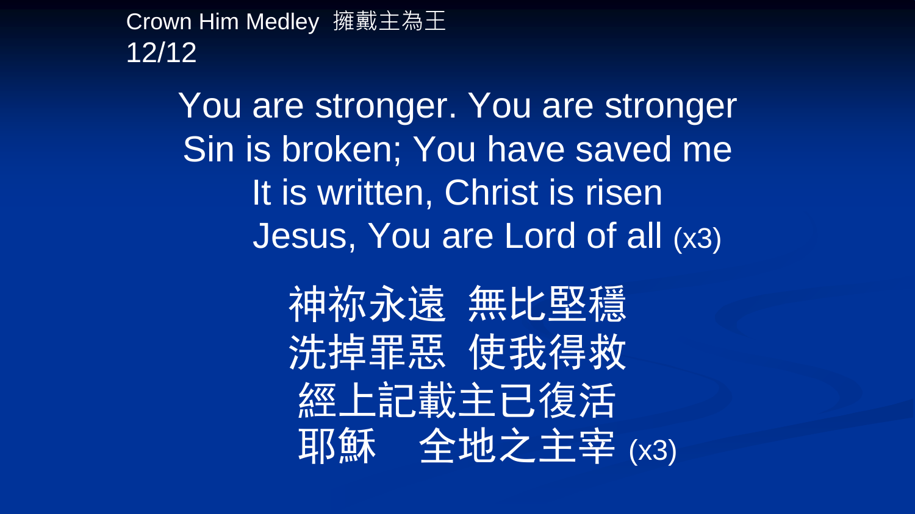Crown Him Medley 擁戴主為王

You are stronger. You are stronger
Sin is broken; You have saved me
It is written, Christ is risen
Jesus, You are Lord of all (x3)

神祢永遠 無比堅穩
洗掉罪惡 使我得救
經上記載主已復活
耶穌 全地之主宰 (x3)